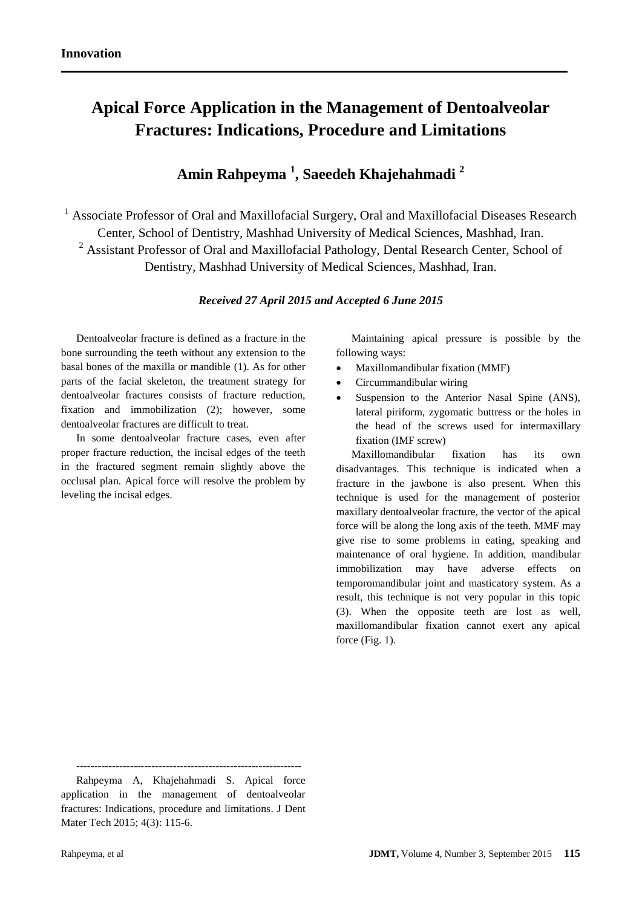**Innovation**

# Apical Force Application in the Management of Dentoalveolar Fractures: Indications, Procedure and Limitations

## Amin Rahpeyma [1], Saeedeh Khajehahmadi [2]

[1] Associate Professor of Oral and Maxillofacial Surgery, Oral and Maxillofacial Diseases Research Center, School of Dentistry, Mashhad University of Medical Sciences, Mashhad, Iran.

[2] Assistant Professor of Oral and Maxillofacial Pathology, Dental Research Center, School of Dentistry, Mashhad University of Medical Sciences, Mashhad, Iran.

***Received 27 April 2015 and Accepted 6 June 2015***

Dentoalveolar fracture is defined as a fracture in the bone surrounding the teeth without any extension to the basal bones of the maxilla or mandible (1). As for other parts of the facial skeleton, the treatment strategy for dentoalveolar fractures consists of fracture reduction, fixation and immobilization (2); however, some dentoalveolar fractures are difficult to treat.

In some dentoalveolar fracture cases, even after proper fracture reduction, the incisal edges of the teeth in the fractured segment remain slightly above the occlusal plan. Apical force will resolve the problem by leveling the incisal edges.

Maintaining apical pressure is possible by the following ways:

- Maxillomandibular fixation (MMF)
- Circummandibular wiring
- Suspension to the Anterior Nasal Spine (ANS), lateral piriform, zygomatic buttress or the holes in the head of the screws used for intermaxillary fixation (IMF screw)

Maxillomandibular fixation has its own disadvantages. This technique is indicated when a fracture in the jawbone is also present. When this technique is used for the management of posterior maxillary dentoalveolar fracture, the vector of the apical force will be along the long axis of the teeth. MMF may give rise to some problems in eating, speaking and maintenance of oral hygiene. In addition, mandibular immobilization may have adverse effects on temporomandibular joint and masticatory system. As a result, this technique is not very popular in this topic (3). When the opposite teeth are lost as well, maxillomandibular fixation cannot exert any apical force (Fig. 1).

---

Rahpeyma A, Khajehahmadi S. Apical force application in the management of dentoalveolar fractures: Indications, procedure and limitations. J Dent Mater Tech 2015; 4(3): 115-6.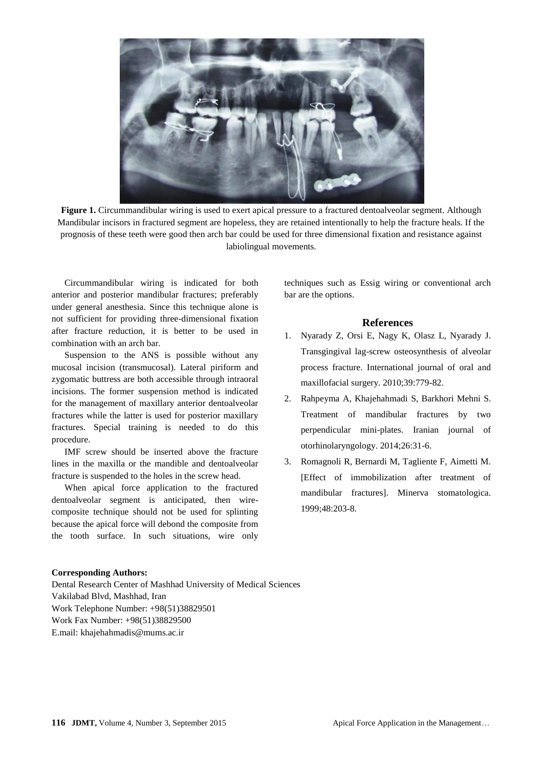**Figure 1.** Circummandibular wiring is used to exert apical pressure to a fractured dentoalveolar segment. Although Mandibular incisors in fractured segment are hopeless, they are retained intentionally to help the fracture heals. If the prognosis of these teeth were good then arch bar could be used for three dimensional fixation and resistance against labiolingual movements.

Circummandibular wiring is indicated for both anterior and posterior mandibular fractures; preferably under general anesthesia. Since this technique alone is not sufficient for providing three-dimensional fixation after fracture reduction, it is better to be used in combination with an arch bar.

Suspension to the ANS is possible without any mucosal incision (transmucosal). Lateral piriform and zygomatic buttress are both accessible through intraoral incisions. The former suspension method is indicated for the management of maxillary anterior dentoalveolar fractures while the latter is used for posterior maxillary fractures. Special training is needed to do this procedure.

IMF screw should be inserted above the fracture lines in the maxilla or the mandible and dentoalveolar fracture is suspended to the holes in the screw head.

When apical force application to the fractured dentoalveolar segment is anticipated, then wire-composite technique should not be used for splinting because the apical force will debond the composite from the tooth surface. In such situations, wire only techniques such as Essig wiring or conventional arch bar are the options.

## References

1. Nyarady Z, Orsi E, Nagy K, Olasz L, Nyarady J. Transgingival lag-screw osteosynthesis of alveolar process fracture. International journal of oral and maxillofacial surgery. 2010;39:779-82.
2. Rahpeyma A, Khajehahmadi S, Barkhori Mehni S. Treatment of mandibular fractures by two perpendicular mini-plates. Iranian journal of otorhinolaryngology. 2014;26:31-6.
3. Romagnoli R, Bernardi M, Tagliente F, Aimetti M. [Effect of immobilization after treatment of mandibular fractures]. Minerva stomatologica. 1999;48:203-8.

**Corresponding Authors:**
Dental Research Center of Mashhad University of Medical Sciences
Vakilabad Blvd, Mashhad, Iran
Work Telephone Number: +98(51)38829501
Work Fax Number: +98(51)38829500
E.mail: khajehahmadis@mums.ac.ir